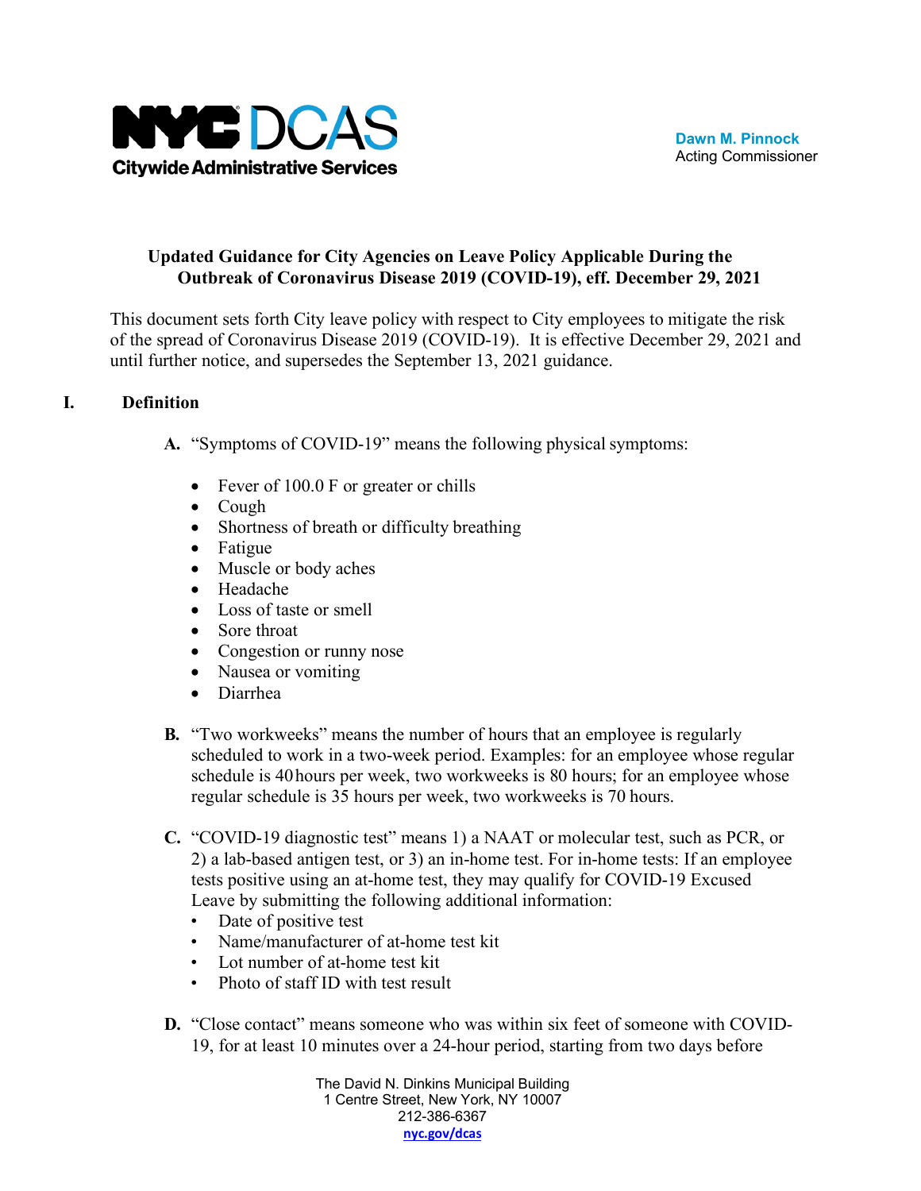NYC DCAS
Citywide Administrative Services

**Dawn M. Pinnock**
Acting Commissioner

# Updated Guidance for City Agencies on Leave Policy Applicable During the Outbreak of Coronavirus Disease 2019 (COVID-19), eff. December 29, 2021

This document sets forth City leave policy with respect to City employees to mitigate the risk of the spread of Coronavirus Disease 2019 (COVID-19). It is effective December 29, 2021 and until further notice, and supersedes the September 13, 2021 guidance.

## I. Definition

**A.** "Symptoms of COVID-19" means the following physical symptoms:

- Fever of 100.0 F or greater or chills
- Cough
- Shortness of breath or difficulty breathing
- Fatigue
- Muscle or body aches
- Headache
- Loss of taste or smell
- Sore throat
- Congestion or runny nose
- Nausea or vomiting
- Diarrhea

**B.** "Two workweeks" means the number of hours that an employee is regularly scheduled to work in a two-week period. Examples: for an employee whose regular schedule is 40 hours per week, two workweeks is 80 hours; for an employee whose regular schedule is 35 hours per week, two workweeks is 70 hours.

**C.** "COVID-19 diagnostic test" means 1) a NAAT or molecular test, such as PCR, or 2) a lab-based antigen test, or 3) an in-home test. For in-home tests: If an employee tests positive using an at-home test, they may qualify for COVID-19 Excused Leave by submitting the following additional information:

- Date of positive test
- Name/manufacturer of at-home test kit
- Lot number of at-home test kit
- Photo of staff ID with test result

**D.** "Close contact" means someone who was within six feet of someone with COVID-19, for at least 10 minutes over a 24-hour period, starting from two days before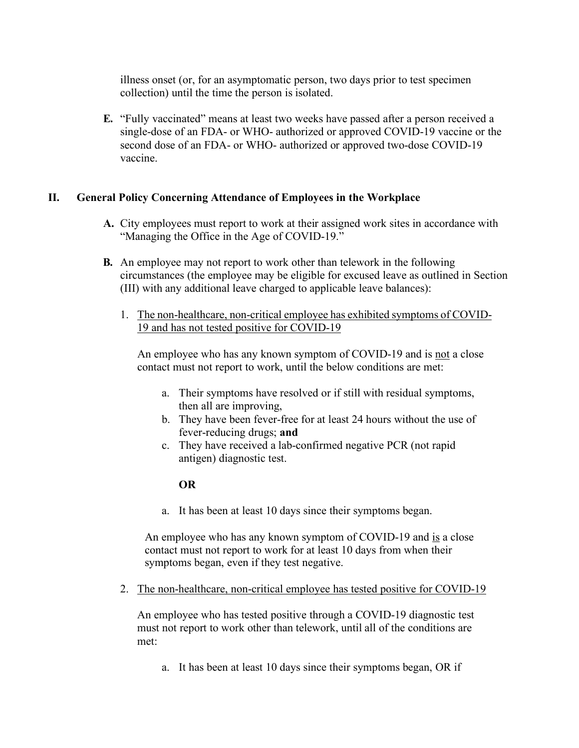illness onset (or, for an asymptomatic person, two days prior to test specimen collection) until the time the person is isolated.

**E.** "Fully vaccinated" means at least two weeks have passed after a person received a single-dose of an FDA- or WHO- authorized or approved COVID-19 vaccine or the second dose of an FDA- or WHO- authorized or approved two-dose COVID-19 vaccine.

## II. General Policy Concerning Attendance of Employees in the Workplace

**A.** City employees must report to work at their assigned work sites in accordance with "Managing the Office in the Age of COVID-19."

**B.** An employee may not report to work other than telework in the following circumstances (the employee may be eligible for excused leave as outlined in Section (III) with any additional leave charged to applicable leave balances):

1. <u>The non-healthcare, non-critical employee has exhibited symptoms of COVID-19 and has not tested positive for COVID-19</u>

   An employee who has any known symptom of COVID-19 and is <u>not</u> a close contact must not report to work, until the below conditions are met:

   a. Their symptoms have resolved or if still with residual symptoms, then all are improving,
   b. They have been fever-free for at least 24 hours without the use of fever-reducing drugs; **and**
   c. They have received a lab-confirmed negative PCR (not rapid antigen) diagnostic test.

   **OR**

   a. It has been at least 10 days since their symptoms began.

   An employee who has any known symptom of COVID-19 and <u>is</u> a close contact must not report to work for at least 10 days from when their symptoms began, even if they test negative.

2. <u>The non-healthcare, non-critical employee has tested positive for COVID-19</u>

   An employee who has tested positive through a COVID-19 diagnostic test must not report to work other than telework, until all of the conditions are met:

   a. It has been at least 10 days since their symptoms began, OR if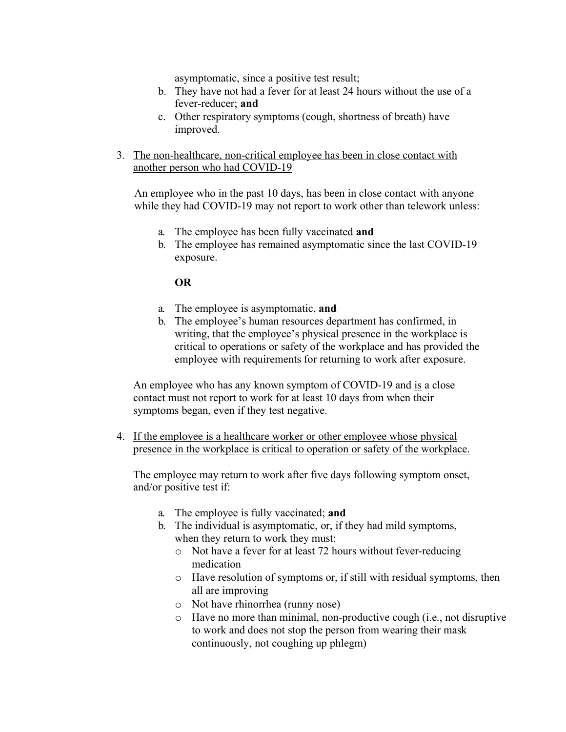asymptomatic, since a positive test result;

b. They have not had a fever for at least 24 hours without the use of a fever-reducer; **and**
c. Other respiratory symptoms (cough, shortness of breath) have improved.

3. <u>The non-healthcare, non-critical employee has been in close contact with another person who had COVID-19</u>

An employee who in the past 10 days, has been in close contact with anyone while they had COVID-19 may not report to work other than telework unless:

a. The employee has been fully vaccinated **and**
b. The employee has remained asymptomatic since the last COVID-19 exposure.

**OR**

a. The employee is asymptomatic, **and**
b. The employee's human resources department has confirmed, in writing, that the employee's physical presence in the workplace is critical to operations or safety of the workplace and has provided the employee with requirements for returning to work after exposure.

An employee who has any known symptom of COVID-19 and <u>is</u> a close contact must not report to work for at least 10 days from when their symptoms began, even if they test negative.

4. <u>If the employee is a healthcare worker or other employee whose physical presence in the workplace is critical to operation or safety of the workplace.</u>

The employee may return to work after five days following symptom onset, and/or positive test if:

a. The employee is fully vaccinated; **and**
b. The individual is asymptomatic, or, if they had mild symptoms, when they return to work they must:
   - Not have a fever for at least 72 hours without fever-reducing medication
   - Have resolution of symptoms or, if still with residual symptoms, then all are improving
   - Not have rhinorrhea (runny nose)
   - Have no more than minimal, non-productive cough (i.e., not disruptive to work and does not stop the person from wearing their mask continuously, not coughing up phlegm)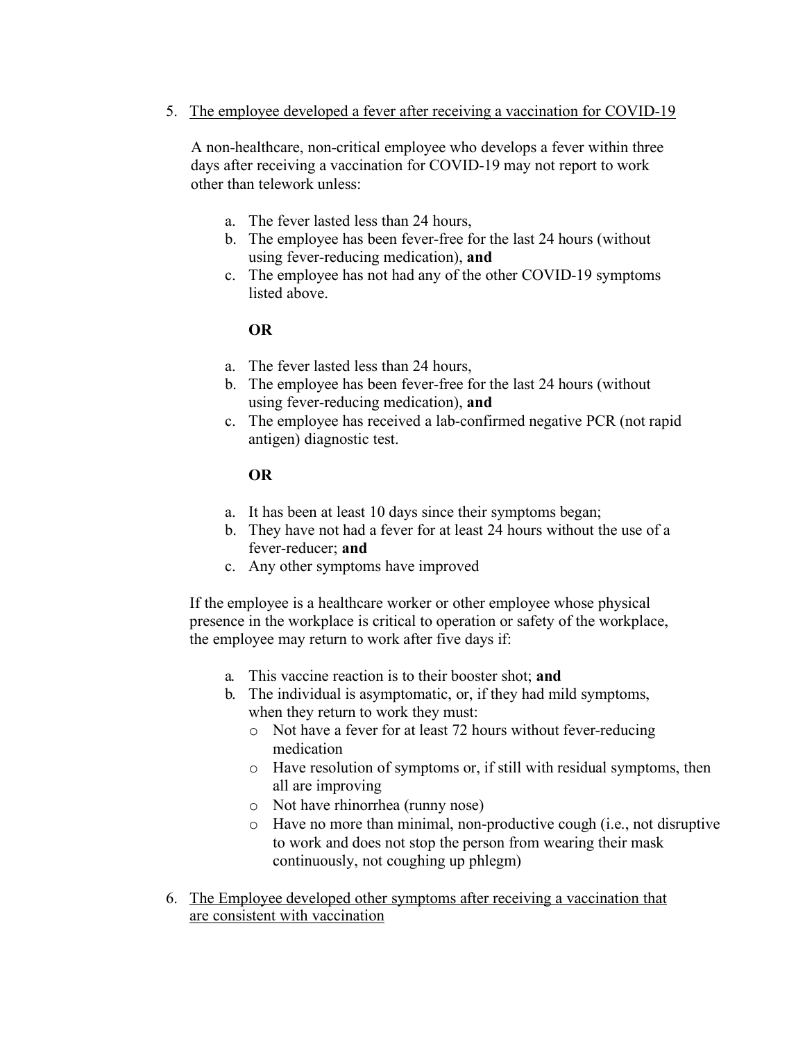5. <u>The employee developed a fever after receiving a vaccination for COVID-19</u>

   A non-healthcare, non-critical employee who develops a fever within three days after receiving a vaccination for COVID-19 may not report to work other than telework unless:

   a. The fever lasted less than 24 hours,
   b. The employee has been fever-free for the last 24 hours (without using fever-reducing medication), **and**
   c. The employee has not had any of the other COVID-19 symptoms listed above.

   **OR**

   a. The fever lasted less than 24 hours,
   b. The employee has been fever-free for the last 24 hours (without using fever-reducing medication), **and**
   c. The employee has received a lab-confirmed negative PCR (not rapid antigen) diagnostic test.

   **OR**

   a. It has been at least 10 days since their symptoms began;
   b. They have not had a fever for at least 24 hours without the use of a fever-reducer; **and**
   c. Any other symptoms have improved

   If the employee is a healthcare worker or other employee whose physical presence in the workplace is critical to operation or safety of the workplace, the employee may return to work after five days if:

   a. This vaccine reaction is to their booster shot; **and**
   b. The individual is asymptomatic, or, if they had mild symptoms, when they return to work they must:
      - Not have a fever for at least 72 hours without fever-reducing medication
      - Have resolution of symptoms or, if still with residual symptoms, then all are improving
      - Not have rhinorrhea (runny nose)
      - Have no more than minimal, non-productive cough (i.e., not disruptive to work and does not stop the person from wearing their mask continuously, not coughing up phlegm)

6. <u>The Employee developed other symptoms after receiving a vaccination that are consistent with vaccination</u>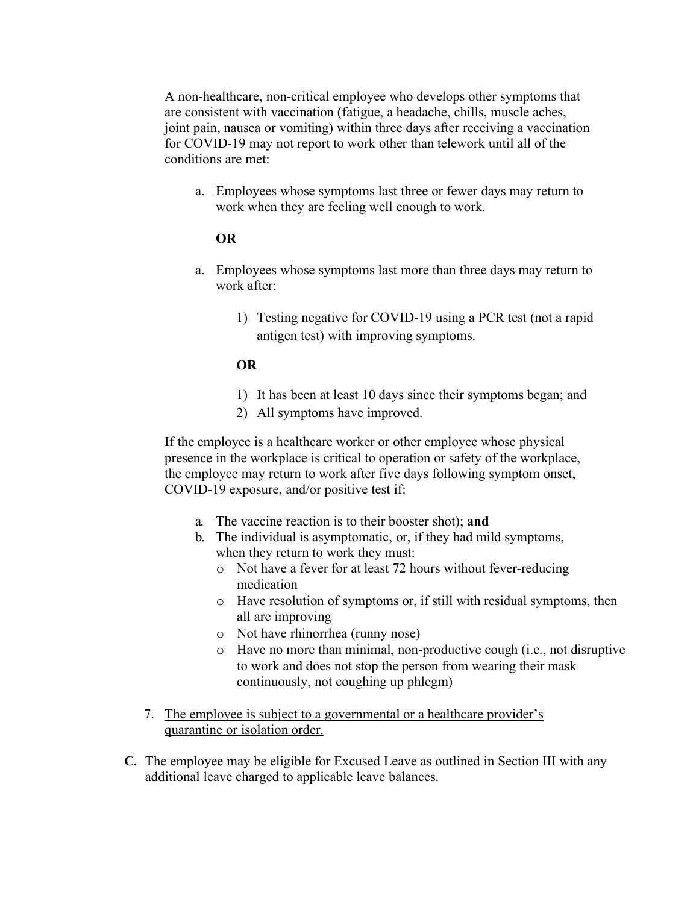A non-healthcare, non-critical employee who develops other symptoms that are consistent with vaccination (fatigue, a headache, chills, muscle aches, joint pain, nausea or vomiting) within three days after receiving a vaccination for COVID-19 may not report to work other than telework until all of the conditions are met:

a. Employees whose symptoms last three or fewer days may return to work when they are feeling well enough to work.

   **OR**

a. Employees whose symptoms last more than three days may return to work after:

   1) Testing negative for COVID-19 using a PCR test (not a rapid antigen test) with improving symptoms.

   **OR**

   1) It has been at least 10 days since their symptoms began; and
   2) All symptoms have improved.

If the employee is a healthcare worker or other employee whose physical presence in the workplace is critical to operation or safety of the workplace, the employee may return to work after five days following symptom onset, COVID-19 exposure, and/or positive test if:

a. The vaccine reaction is to their booster shot); **and**
b. The individual is asymptomatic, or, if they had mild symptoms, when they return to work they must:
   - Not have a fever for at least 72 hours without fever-reducing medication
   - Have resolution of symptoms or, if still with residual symptoms, then all are improving
   - Not have rhinorrhea (runny nose)
   - Have no more than minimal, non-productive cough (i.e., not disruptive to work and does not stop the person from wearing their mask continuously, not coughing up phlegm)

7. <u>The employee is subject to a governmental or a healthcare provider's quarantine or isolation order.</u>

**C.** The employee may be eligible for Excused Leave as outlined in Section III with any additional leave charged to applicable leave balances.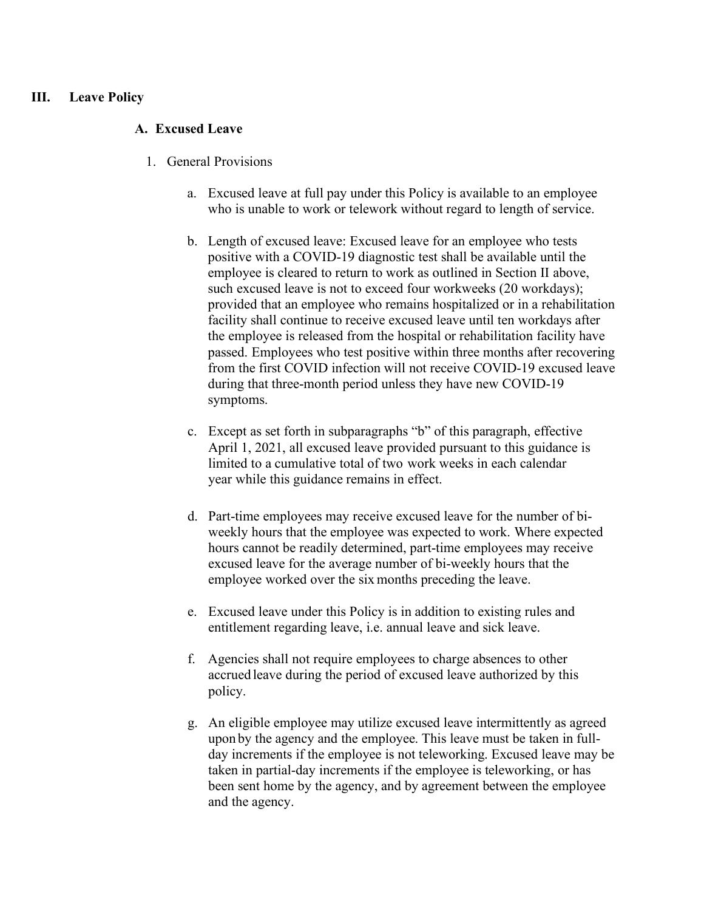## III. Leave Policy

### A. Excused Leave

1. General Provisions

   a. Excused leave at full pay under this Policy is available to an employee who is unable to work or telework without regard to length of service.

   b. Length of excused leave: Excused leave for an employee who tests positive with a COVID-19 diagnostic test shall be available until the employee is cleared to return to work as outlined in Section II above, such excused leave is not to exceed four workweeks (20 workdays); provided that an employee who remains hospitalized or in a rehabilitation facility shall continue to receive excused leave until ten workdays after the employee is released from the hospital or rehabilitation facility have passed. Employees who test positive within three months after recovering from the first COVID infection will not receive COVID-19 excused leave during that three-month period unless they have new COVID-19 symptoms.

   c. Except as set forth in subparagraphs "b" of this paragraph, effective April 1, 2021, all excused leave provided pursuant to this guidance is limited to a cumulative total of two work weeks in each calendar year while this guidance remains in effect.

   d. Part-time employees may receive excused leave for the number of bi-weekly hours that the employee was expected to work. Where expected hours cannot be readily determined, part-time employees may receive excused leave for the average number of bi-weekly hours that the employee worked over the six months preceding the leave.

   e. Excused leave under this Policy is in addition to existing rules and entitlement regarding leave, i.e. annual leave and sick leave.

   f. Agencies shall not require employees to charge absences to other accrued leave during the period of excused leave authorized by this policy.

   g. An eligible employee may utilize excused leave intermittently as agreed upon by the agency and the employee. This leave must be taken in full-day increments if the employee is not teleworking. Excused leave may be taken in partial-day increments if the employee is teleworking, or has been sent home by the agency, and by agreement between the employee and the agency.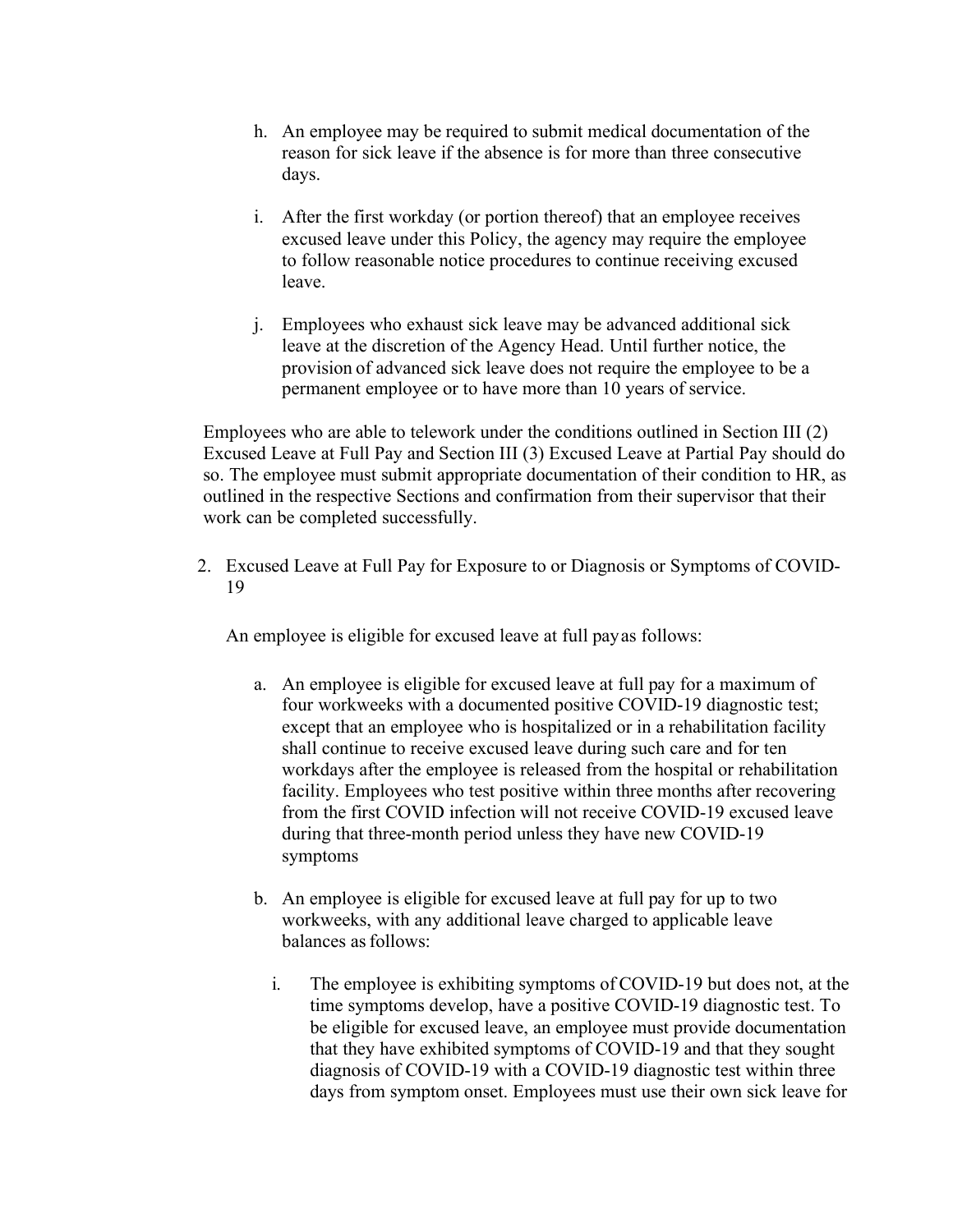h. An employee may be required to submit medical documentation of the reason for sick leave if the absence is for more than three consecutive days.

i. After the first workday (or portion thereof) that an employee receives excused leave under this Policy, the agency may require the employee to follow reasonable notice procedures to continue receiving excused leave.

j. Employees who exhaust sick leave may be advanced additional sick leave at the discretion of the Agency Head. Until further notice, the provision of advanced sick leave does not require the employee to be a permanent employee or to have more than 10 years of service.

Employees who are able to telework under the conditions outlined in Section III (2) Excused Leave at Full Pay and Section III (3) Excused Leave at Partial Pay should do so. The employee must submit appropriate documentation of their condition to HR, as outlined in the respective Sections and confirmation from their supervisor that their work can be completed successfully.

2. Excused Leave at Full Pay for Exposure to or Diagnosis or Symptoms of COVID-19

   An employee is eligible for excused leave at full pay as follows:

   a. An employee is eligible for excused leave at full pay for a maximum of four workweeks with a documented positive COVID-19 diagnostic test; except that an employee who is hospitalized or in a rehabilitation facility shall continue to receive excused leave during such care and for ten workdays after the employee is released from the hospital or rehabilitation facility. Employees who test positive within three months after recovering from the first COVID infection will not receive COVID-19 excused leave during that three-month period unless they have new COVID-19 symptoms

   b. An employee is eligible for excused leave at full pay for up to two workweeks, with any additional leave charged to applicable leave balances as follows:

      i. The employee is exhibiting symptoms of COVID-19 but does not, at the time symptoms develop, have a positive COVID-19 diagnostic test. To be eligible for excused leave, an employee must provide documentation that they have exhibited symptoms of COVID-19 and that they sought diagnosis of COVID-19 with a COVID-19 diagnostic test within three days from symptom onset. Employees must use their own sick leave for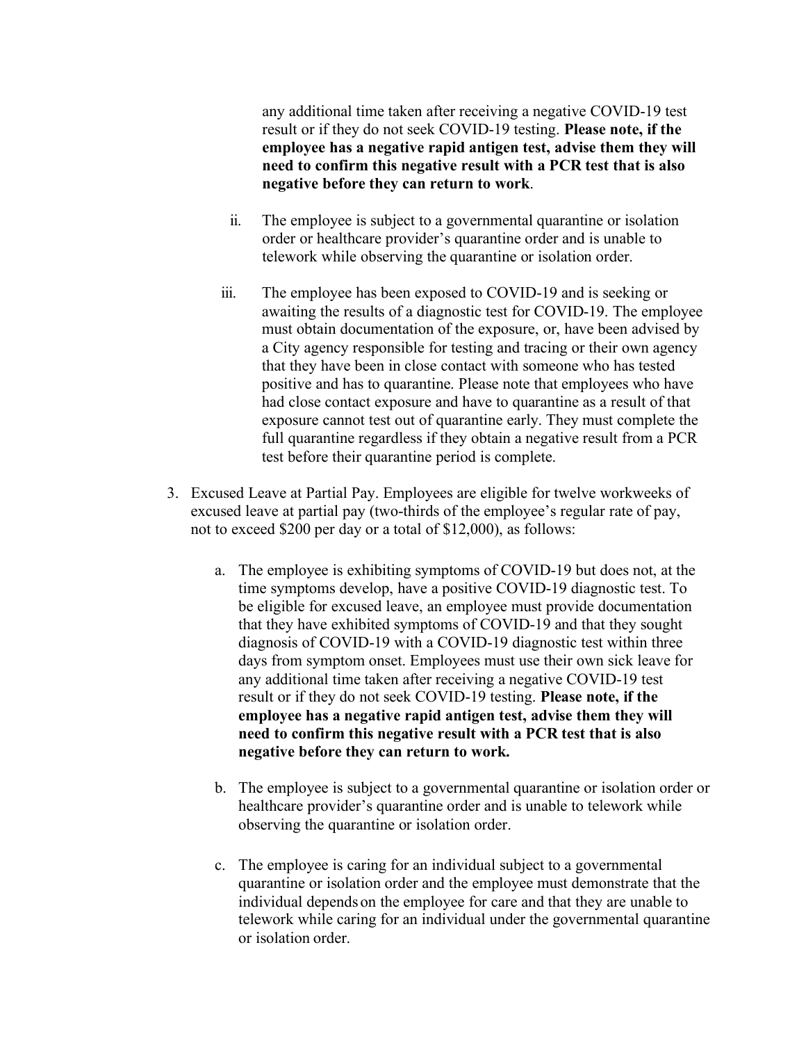any additional time taken after receiving a negative COVID-19 test result or if they do not seek COVID-19 testing. **Please note, if the employee has a negative rapid antigen test, advise them they will need to confirm this negative result with a PCR test that is also negative before they can return to work**.

ii. The employee is subject to a governmental quarantine or isolation order or healthcare provider's quarantine order and is unable to telework while observing the quarantine or isolation order.

iii. The employee has been exposed to COVID-19 and is seeking or awaiting the results of a diagnostic test for COVID-19. The employee must obtain documentation of the exposure, or, have been advised by a City agency responsible for testing and tracing or their own agency that they have been in close contact with someone who has tested positive and has to quarantine. Please note that employees who have had close contact exposure and have to quarantine as a result of that exposure cannot test out of quarantine early. They must complete the full quarantine regardless if they obtain a negative result from a PCR test before their quarantine period is complete.

3. Excused Leave at Partial Pay. Employees are eligible for twelve workweeks of excused leave at partial pay (two-thirds of the employee's regular rate of pay, not to exceed $200 per day or a total of $12,000), as follows:

   a. The employee is exhibiting symptoms of COVID-19 but does not, at the time symptoms develop, have a positive COVID-19 diagnostic test. To be eligible for excused leave, an employee must provide documentation that they have exhibited symptoms of COVID-19 and that they sought diagnosis of COVID-19 with a COVID-19 diagnostic test within three days from symptom onset. Employees must use their own sick leave for any additional time taken after receiving a negative COVID-19 test result or if they do not seek COVID-19 testing. **Please note, if the employee has a negative rapid antigen test, advise them they will need to confirm this negative result with a PCR test that is also negative before they can return to work.**

   b. The employee is subject to a governmental quarantine or isolation order or healthcare provider's quarantine order and is unable to telework while observing the quarantine or isolation order.

   c. The employee is caring for an individual subject to a governmental quarantine or isolation order and the employee must demonstrate that the individual depends on the employee for care and that they are unable to telework while caring for an individual under the governmental quarantine or isolation order.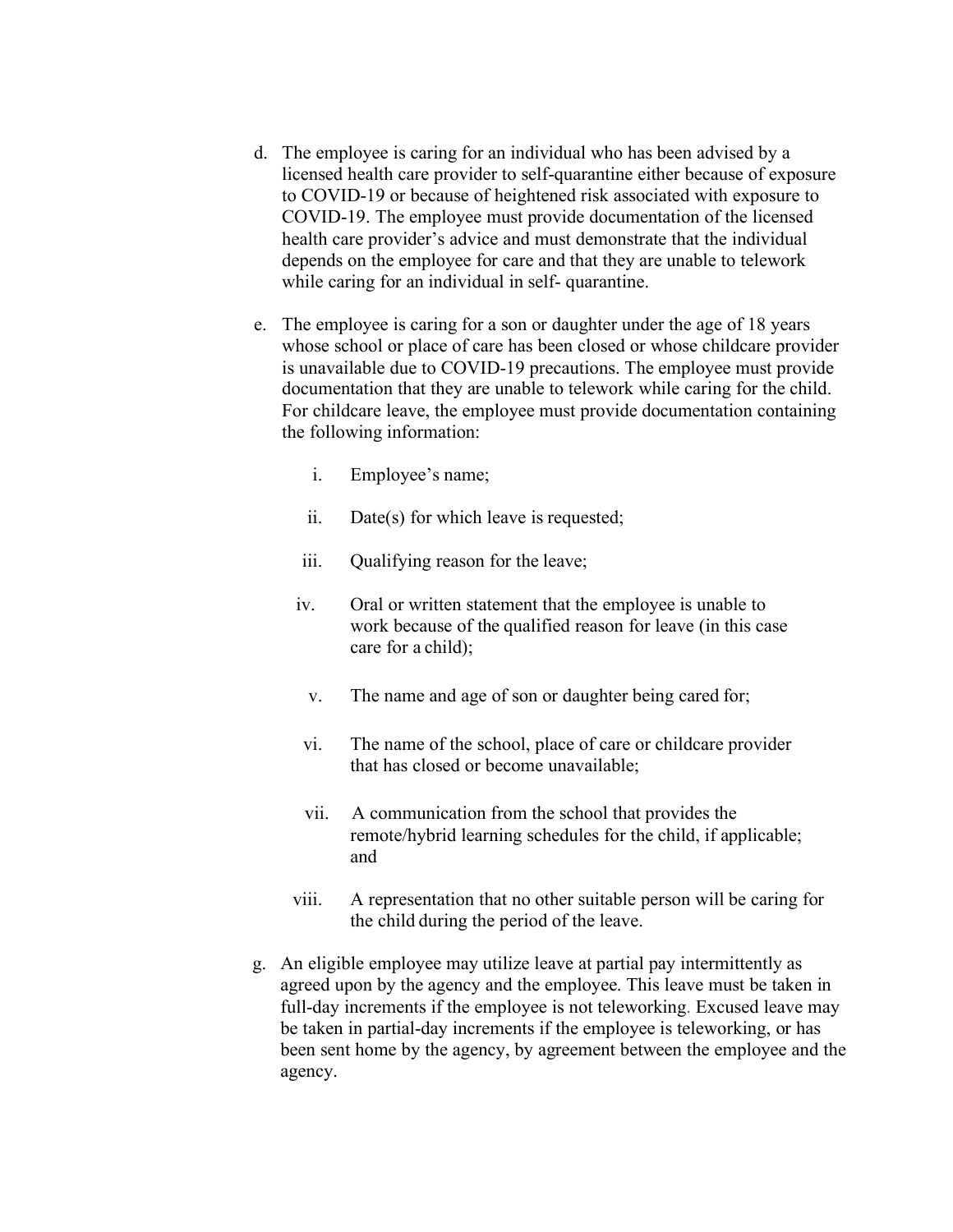d. The employee is caring for an individual who has been advised by a licensed health care provider to self-quarantine either because of exposure to COVID-19 or because of heightened risk associated with exposure to COVID-19. The employee must provide documentation of the licensed health care provider's advice and must demonstrate that the individual depends on the employee for care and that they are unable to telework while caring for an individual in self- quarantine.

e. The employee is caring for a son or daughter under the age of 18 years whose school or place of care has been closed or whose childcare provider is unavailable due to COVID-19 precautions. The employee must provide documentation that they are unable to telework while caring for the child. For childcare leave, the employee must provide documentation containing the following information:

   i. Employee's name;

   ii. Date(s) for which leave is requested;

   iii. Qualifying reason for the leave;

   iv. Oral or written statement that the employee is unable to work because of the qualified reason for leave (in this case care for a child);

   v. The name and age of son or daughter being cared for;

   vi. The name of the school, place of care or childcare provider that has closed or become unavailable;

   vii. A communication from the school that provides the remote/hybrid learning schedules for the child, if applicable; and

   viii. A representation that no other suitable person will be caring for the child during the period of the leave.

g. An eligible employee may utilize leave at partial pay intermittently as agreed upon by the agency and the employee. This leave must be taken in full-day increments if the employee is not teleworking. Excused leave may be taken in partial-day increments if the employee is teleworking, or has been sent home by the agency, by agreement between the employee and the agency.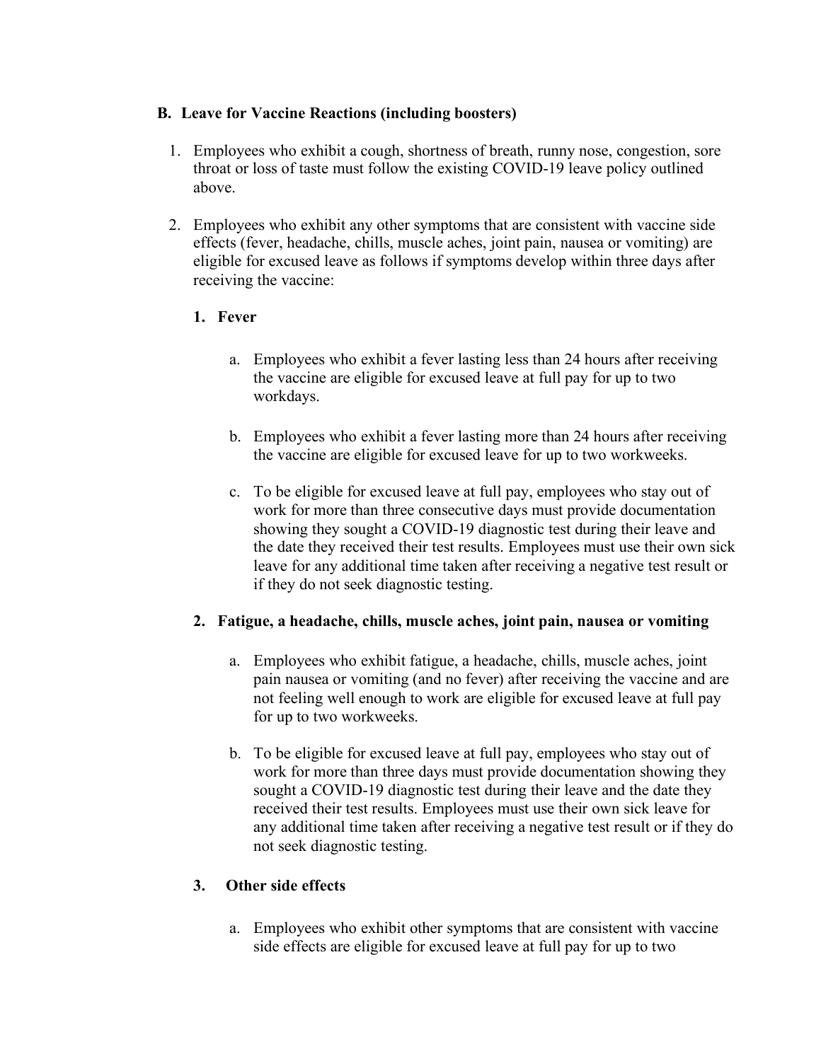**B. Leave for Vaccine Reactions (including boosters)**

1. Employees who exhibit a cough, shortness of breath, runny nose, congestion, sore throat or loss of taste must follow the existing COVID-19 leave policy outlined above.

2. Employees who exhibit any other symptoms that are consistent with vaccine side effects (fever, headache, chills, muscle aches, joint pain, nausea or vomiting) are eligible for excused leave as follows if symptoms develop within three days after receiving the vaccine:

   **1. Fever**

   a. Employees who exhibit a fever lasting less than 24 hours after receiving the vaccine are eligible for excused leave at full pay for up to two workdays.

   b. Employees who exhibit a fever lasting more than 24 hours after receiving the vaccine are eligible for excused leave for up to two workweeks.

   c. To be eligible for excused leave at full pay, employees who stay out of work for more than three consecutive days must provide documentation showing they sought a COVID-19 diagnostic test during their leave and the date they received their test results. Employees must use their own sick leave for any additional time taken after receiving a negative test result or if they do not seek diagnostic testing.

   **2. Fatigue, a headache, chills, muscle aches, joint pain, nausea or vomiting**

   a. Employees who exhibit fatigue, a headache, chills, muscle aches, joint pain nausea or vomiting (and no fever) after receiving the vaccine and are not feeling well enough to work are eligible for excused leave at full pay for up to two workweeks.

   b. To be eligible for excused leave at full pay, employees who stay out of work for more than three days must provide documentation showing they sought a COVID-19 diagnostic test during their leave and the date they received their test results. Employees must use their own sick leave for any additional time taken after receiving a negative test result or if they do not seek diagnostic testing.

   **3. Other side effects**

   a. Employees who exhibit other symptoms that are consistent with vaccine side effects are eligible for excused leave at full pay for up to two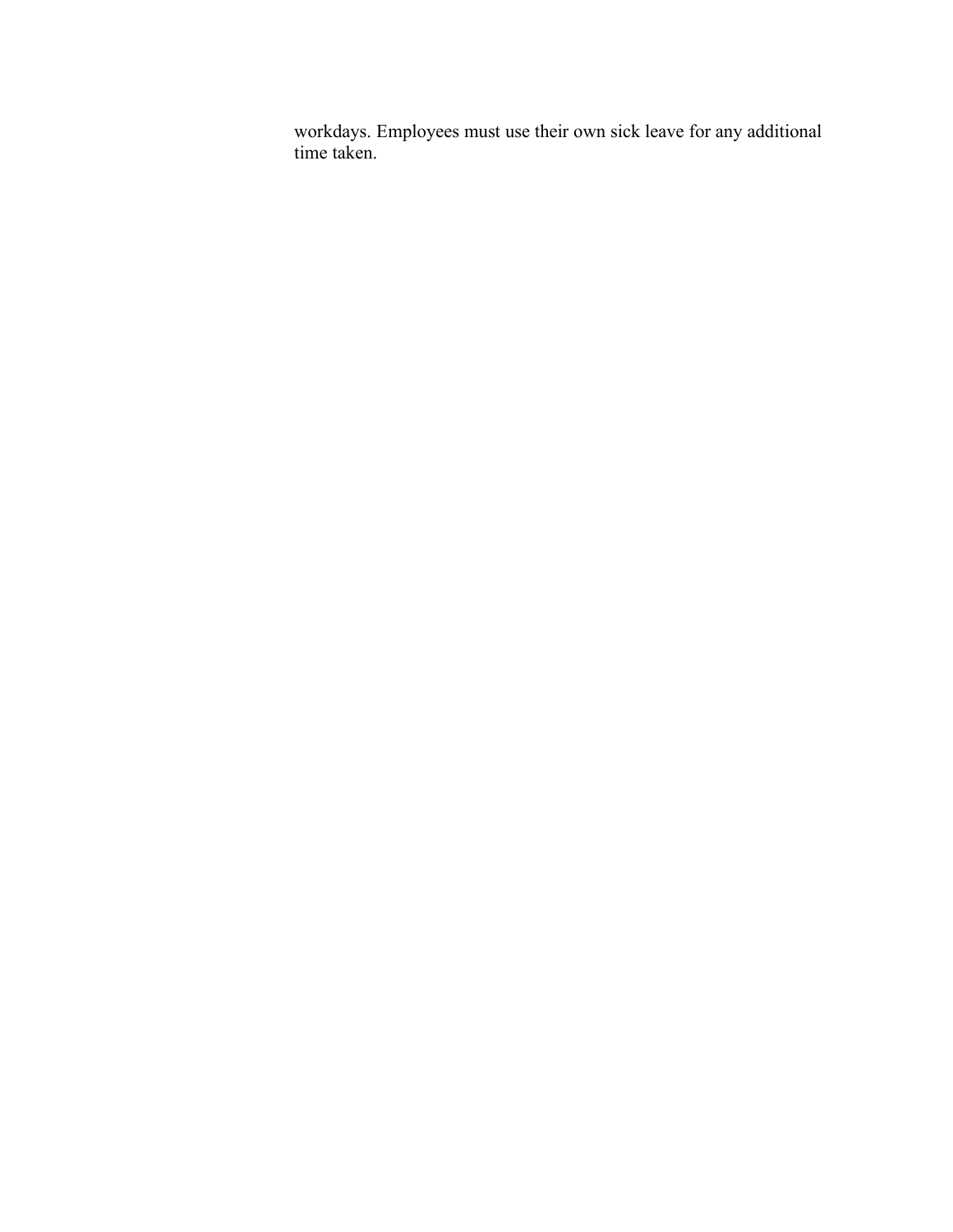workdays. Employees must use their own sick leave for any additional time taken.